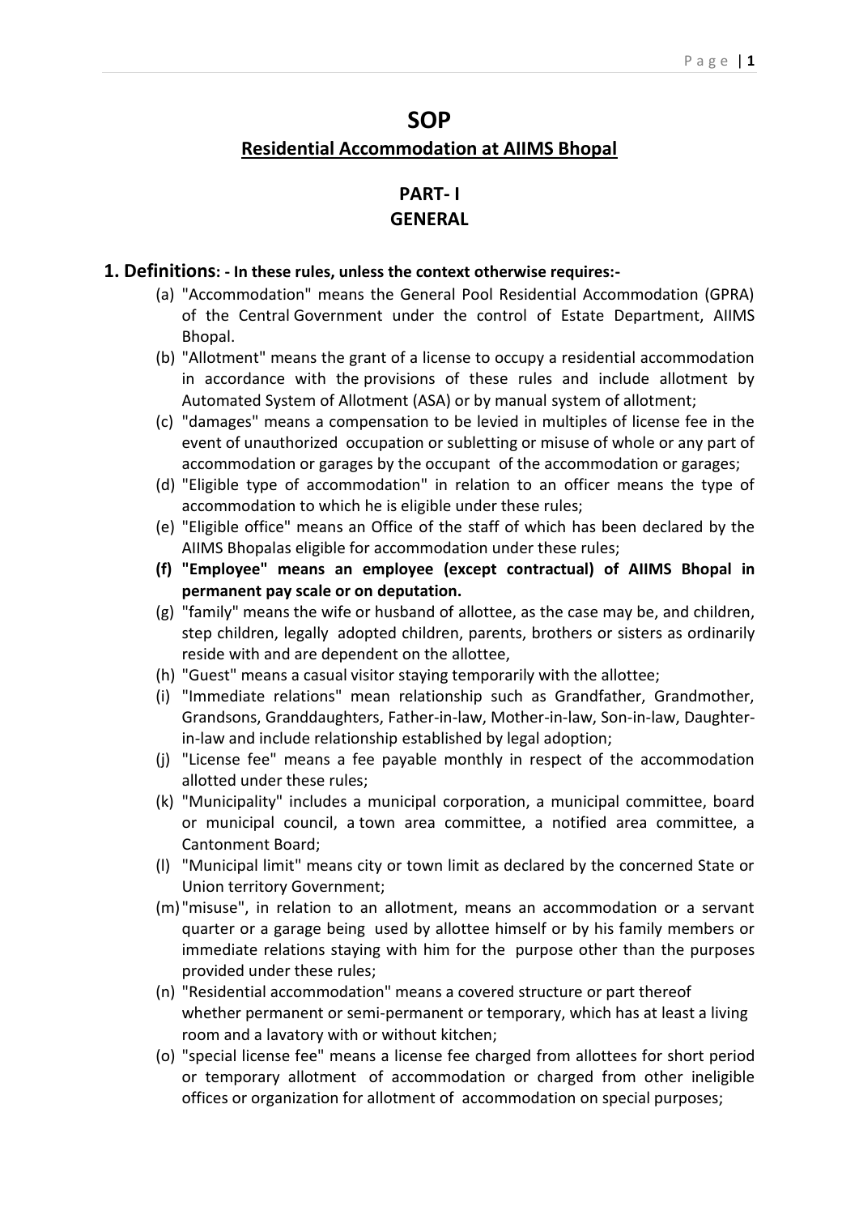# SOP

## Residential Accommodation at AIIMS Bhopal

## PART- I
## GENERAL

### 1. Definitions: - In these rules, unless the context otherwise requires:-

(a) "Accommodation" means the General Pool Residential Accommodation (GPRA) of the Central Government under the control of Estate Department, AIIMS Bhopal.

(b) "Allotment" means the grant of a license to occupy a residential accommodation in accordance with the provisions of these rules and include allotment by Automated System of Allotment (ASA) or by manual system of allotment;

(c) "damages" means a compensation to be levied in multiples of license fee in the event of unauthorized occupation or subletting or misuse of whole or any part of accommodation or garages by the occupant of the accommodation or garages;

(d) "Eligible type of accommodation" in relation to an officer means the type of accommodation to which he is eligible under these rules;

(e) "Eligible office" means an Office of the staff of which has been declared by the AIIMS Bhopalas eligible for accommodation under these rules;

**(f) "Employee" means an employee (except contractual) of AIIMS Bhopal in permanent pay scale or on deputation.**

(g) "family" means the wife or husband of allottee, as the case may be, and children, step children, legally adopted children, parents, brothers or sisters as ordinarily reside with and are dependent on the allottee,

(h) "Guest" means a casual visitor staying temporarily with the allottee;

(i) "Immediate relations" mean relationship such as Grandfather, Grandmother, Grandsons, Granddaughters, Father-in-law, Mother-in-law, Son-in-law, Daughter-in-law and include relationship established by legal adoption;

(j) "License fee" means a fee payable monthly in respect of the accommodation allotted under these rules;

(k) "Municipality" includes a municipal corporation, a municipal committee, board or municipal council, a town area committee, a notified area committee, a Cantonment Board;

(l) "Municipal limit" means city or town limit as declared by the concerned State or Union territory Government;

(m) "misuse", in relation to an allotment, means an accommodation or a servant quarter or a garage being used by allottee himself or by his family members or immediate relations staying with him for the purpose other than the purposes provided under these rules;

(n) "Residential accommodation" means a covered structure or part thereof whether permanent or semi-permanent or temporary, which has at least a living room and a lavatory with or without kitchen;

(o) "special license fee" means a license fee charged from allottees for short period or temporary allotment of accommodation or charged from other ineligible offices or organization for allotment of accommodation on special purposes;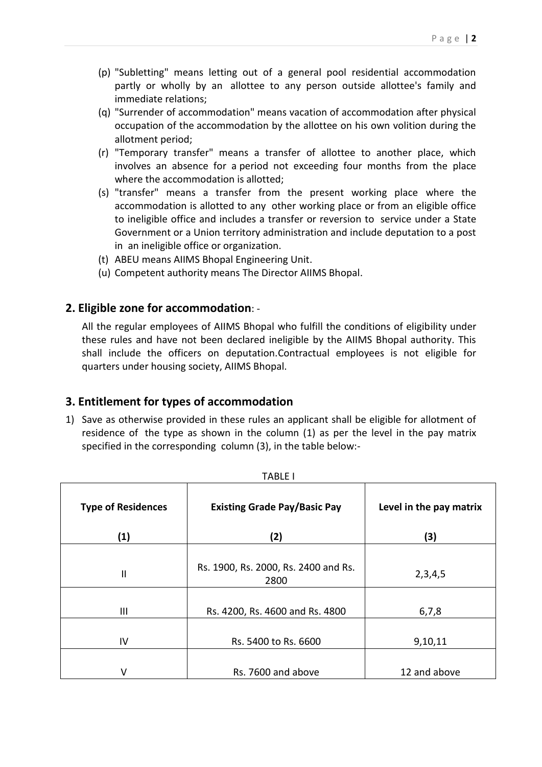(p) "Subletting" means letting out of a general pool residential accommodation partly or wholly by an allottee to any person outside allottee's family and immediate relations;

(q) "Surrender of accommodation" means vacation of accommodation after physical occupation of the accommodation by the allottee on his own volition during the allotment period;

(r) "Temporary transfer" means a transfer of allottee to another place, which involves an absence for a period not exceeding four months from the place where the accommodation is allotted;

(s) "transfer" means a transfer from the present working place where the accommodation is allotted to any other working place or from an eligible office to ineligible office and includes a transfer or reversion to service under a State Government or a Union territory administration and include deputation to a post in an ineligible office or organization.

(t) ABEU means AIIMS Bhopal Engineering Unit.

(u) Competent authority means The Director AIIMS Bhopal.

## 2. Eligible zone for accommodation: -

All the regular employees of AIIMS Bhopal who fulfill the conditions of eligibility under these rules and have not been declared ineligible by the AIIMS Bhopal authority. This shall include the officers on deputation.Contractual employees is not eligible for quarters under housing society, AIIMS Bhopal.

## 3. Entitlement for types of accommodation

1) Save as otherwise provided in these rules an applicant shall be eligible for allotment of residence of the type as shown in the column (1) as per the level in the pay matrix specified in the corresponding column (3), in the table below:-

TABLE I

| Type of Residences (1) | Existing Grade Pay/Basic Pay (2) | Level in the pay matrix (3) |
|---|---|---|
| II | Rs. 1900, Rs. 2000, Rs. 2400 and Rs. 2800 | 2,3,4,5 |
| III | Rs. 4200, Rs. 4600 and Rs. 4800 | 6,7,8 |
| IV | Rs. 5400 to Rs. 6600 | 9,10,11 |
| V | Rs. 7600 and above | 12 and above |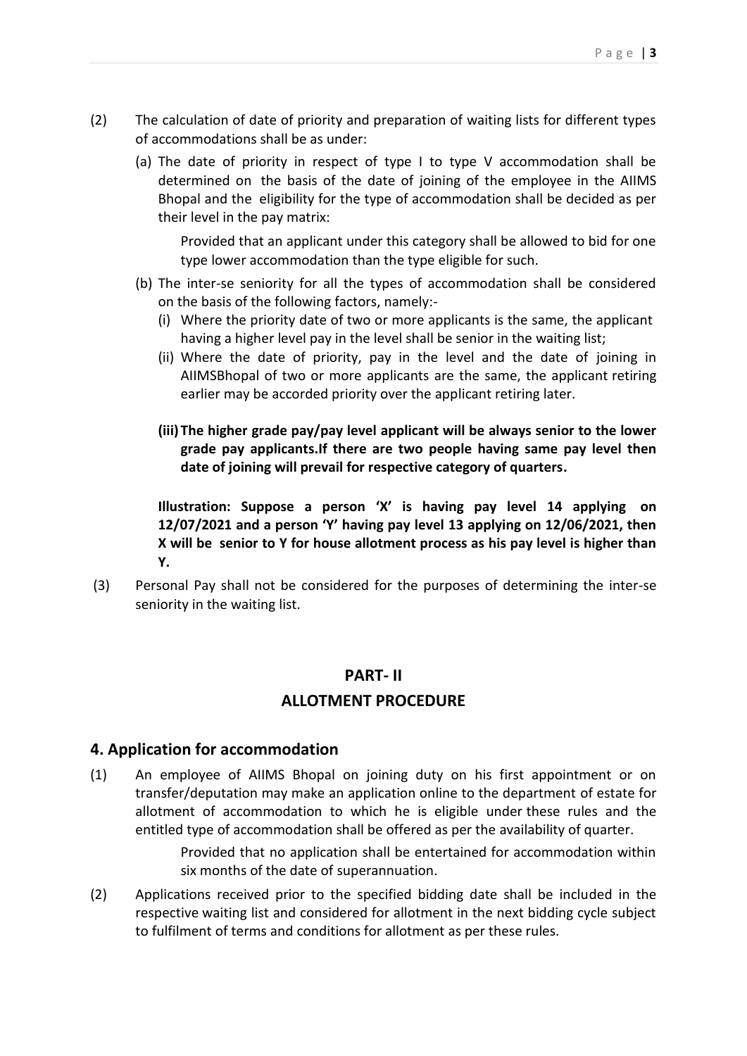(2) The calculation of date of priority and preparation of waiting lists for different types of accommodations shall be as under:

(a) The date of priority in respect of type I to type V accommodation shall be determined on the basis of the date of joining of the employee in the AIIMS Bhopal and the eligibility for the type of accommodation shall be decided as per their level in the pay matrix:

Provided that an applicant under this category shall be allowed to bid for one type lower accommodation than the type eligible for such.

(b) The inter-se seniority for all the types of accommodation shall be considered on the basis of the following factors, namely:-

(i) Where the priority date of two or more applicants is the same, the applicant having a higher level pay in the level shall be senior in the waiting list;

(ii) Where the date of priority, pay in the level and the date of joining in AIIMSBhopal of two or more applicants are the same, the applicant retiring earlier may be accorded priority over the applicant retiring later.

**(iii) The higher grade pay/pay level applicant will be always senior to the lower grade pay applicants.If there are two people having same pay level then date of joining will prevail for respective category of quarters.**

**Illustration: Suppose a person 'X' is having pay level 14 applying on 12/07/2021 and a person 'Y' having pay level 13 applying on 12/06/2021, then X will be senior to Y for house allotment process as his pay level is higher than Y.**

(3) Personal Pay shall not be considered for the purposes of determining the inter-se seniority in the waiting list.

## PART- II

## ALLOTMENT PROCEDURE

## 4. Application for accommodation

(1) An employee of AIIMS Bhopal on joining duty on his first appointment or on transfer/deputation may make an application online to the department of estate for allotment of accommodation to which he is eligible under these rules and the entitled type of accommodation shall be offered as per the availability of quarter.

Provided that no application shall be entertained for accommodation within six months of the date of superannuation.

(2) Applications received prior to the specified bidding date shall be included in the respective waiting list and considered for allotment in the next bidding cycle subject to fulfilment of terms and conditions for allotment as per these rules.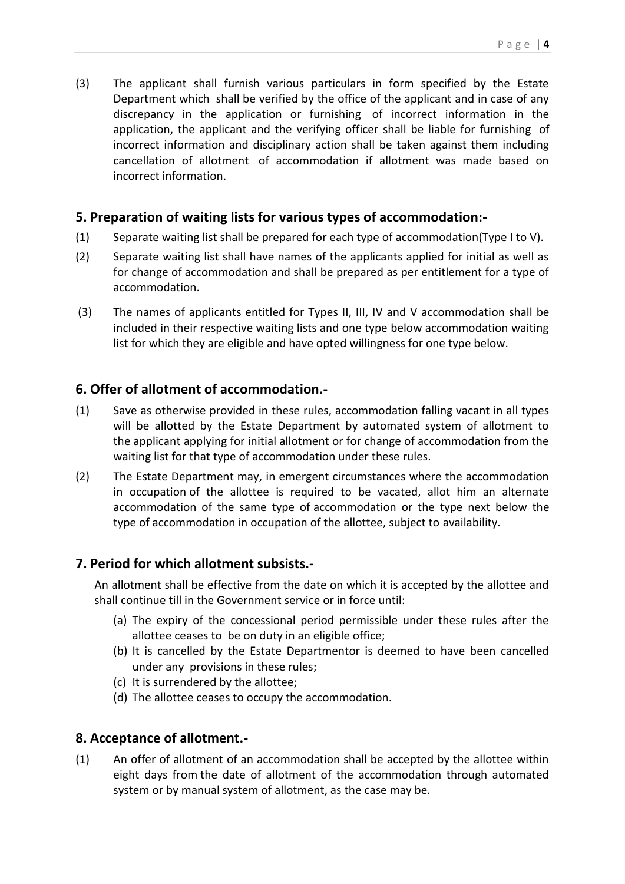(3) The applicant shall furnish various particulars in form specified by the Estate Department which shall be verified by the office of the applicant and in case of any discrepancy in the application or furnishing of incorrect information in the application, the applicant and the verifying officer shall be liable for furnishing of incorrect information and disciplinary action shall be taken against them including cancellation of allotment of accommodation if allotment was made based on incorrect information.

## 5. Preparation of waiting lists for various types of accommodation:-

(1) Separate waiting list shall be prepared for each type of accommodation(Type I to V).

(2) Separate waiting list shall have names of the applicants applied for initial as well as for change of accommodation and shall be prepared as per entitlement for a type of accommodation.

(3) The names of applicants entitled for Types II, III, IV and V accommodation shall be included in their respective waiting lists and one type below accommodation waiting list for which they are eligible and have opted willingness for one type below.

## 6. Offer of allotment of accommodation.-

(1) Save as otherwise provided in these rules, accommodation falling vacant in all types will be allotted by the Estate Department by automated system of allotment to the applicant applying for initial allotment or for change of accommodation from the waiting list for that type of accommodation under these rules.

(2) The Estate Department may, in emergent circumstances where the accommodation in occupation of the allottee is required to be vacated, allot him an alternate accommodation of the same type of accommodation or the type next below the type of accommodation in occupation of the allottee, subject to availability.

## 7. Period for which allotment subsists.-

An allotment shall be effective from the date on which it is accepted by the allottee and shall continue till in the Government service or in force until:

(a) The expiry of the concessional period permissible under these rules after the allottee ceases to be on duty in an eligible office;

(b) It is cancelled by the Estate Departmentor is deemed to have been cancelled under any provisions in these rules;

(c) It is surrendered by the allottee;

(d) The allottee ceases to occupy the accommodation.

## 8. Acceptance of allotment.-

(1) An offer of allotment of an accommodation shall be accepted by the allottee within eight days from the date of allotment of the accommodation through automated system or by manual system of allotment, as the case may be.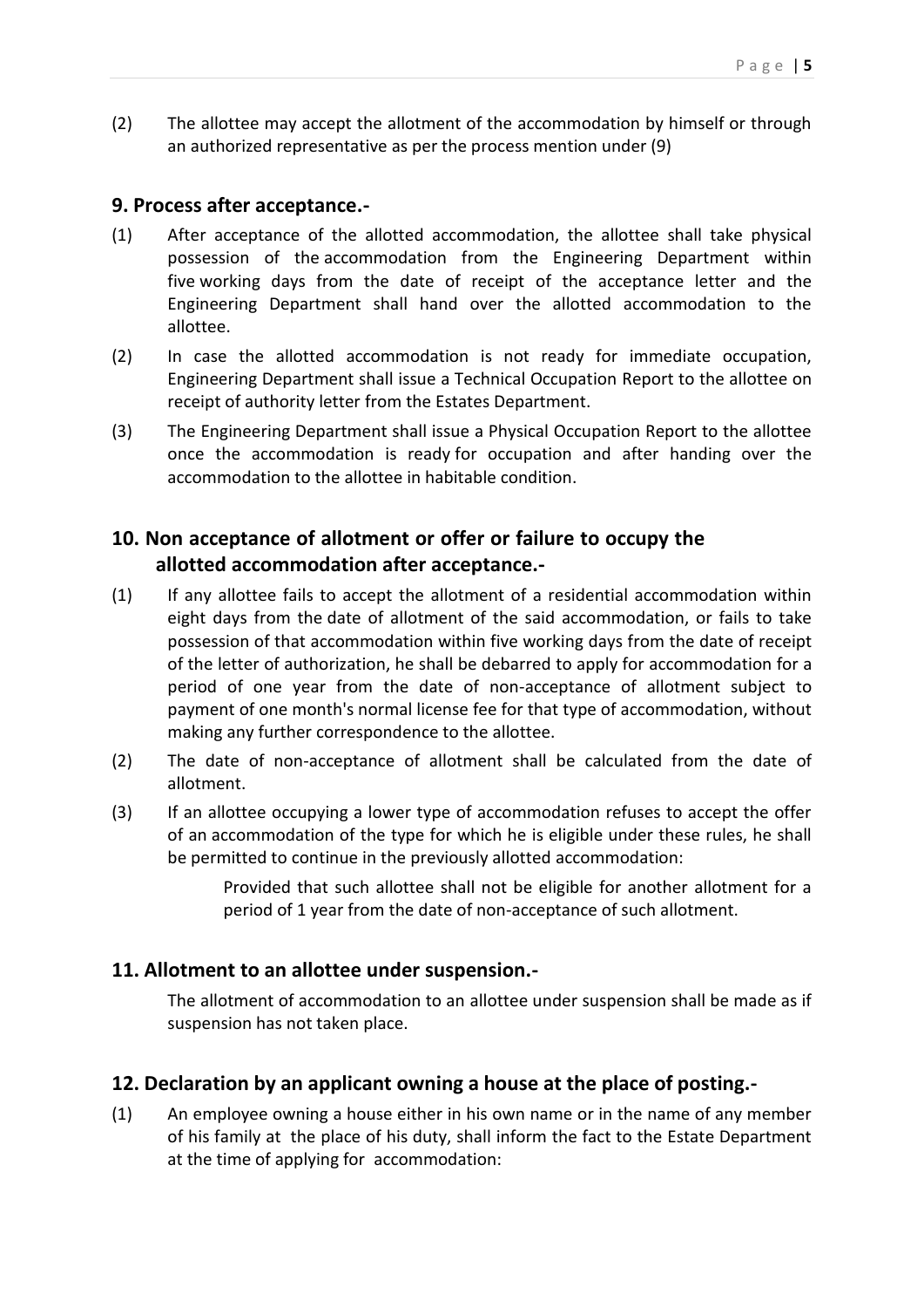(2) The allottee may accept the allotment of the accommodation by himself or through an authorized representative as per the process mention under (9)

## 9. Process after acceptance.-

(1) After acceptance of the allotted accommodation, the allottee shall take physical possession of the accommodation from the Engineering Department within five working days from the date of receipt of the acceptance letter and the Engineering Department shall hand over the allotted accommodation to the allottee.

(2) In case the allotted accommodation is not ready for immediate occupation, Engineering Department shall issue a Technical Occupation Report to the allottee on receipt of authority letter from the Estates Department.

(3) The Engineering Department shall issue a Physical Occupation Report to the allottee once the accommodation is ready for occupation and after handing over the accommodation to the allottee in habitable condition.

## 10. Non acceptance of allotment or offer or failure to occupy the allotted accommodation after acceptance.-

(1) If any allottee fails to accept the allotment of a residential accommodation within eight days from the date of allotment of the said accommodation, or fails to take possession of that accommodation within five working days from the date of receipt of the letter of authorization, he shall be debarred to apply for accommodation for a period of one year from the date of non-acceptance of allotment subject to payment of one month's normal license fee for that type of accommodation, without making any further correspondence to the allottee.

(2) The date of non-acceptance of allotment shall be calculated from the date of allotment.

(3) If an allottee occupying a lower type of accommodation refuses to accept the offer of an accommodation of the type for which he is eligible under these rules, he shall be permitted to continue in the previously allotted accommodation:

> Provided that such allottee shall not be eligible for another allotment for a period of 1 year from the date of non-acceptance of such allotment.

## 11. Allotment to an allottee under suspension.-

The allotment of accommodation to an allottee under suspension shall be made as if suspension has not taken place.

## 12. Declaration by an applicant owning a house at the place of posting.-

(1) An employee owning a house either in his own name or in the name of any member of his family at the place of his duty, shall inform the fact to the Estate Department at the time of applying for accommodation: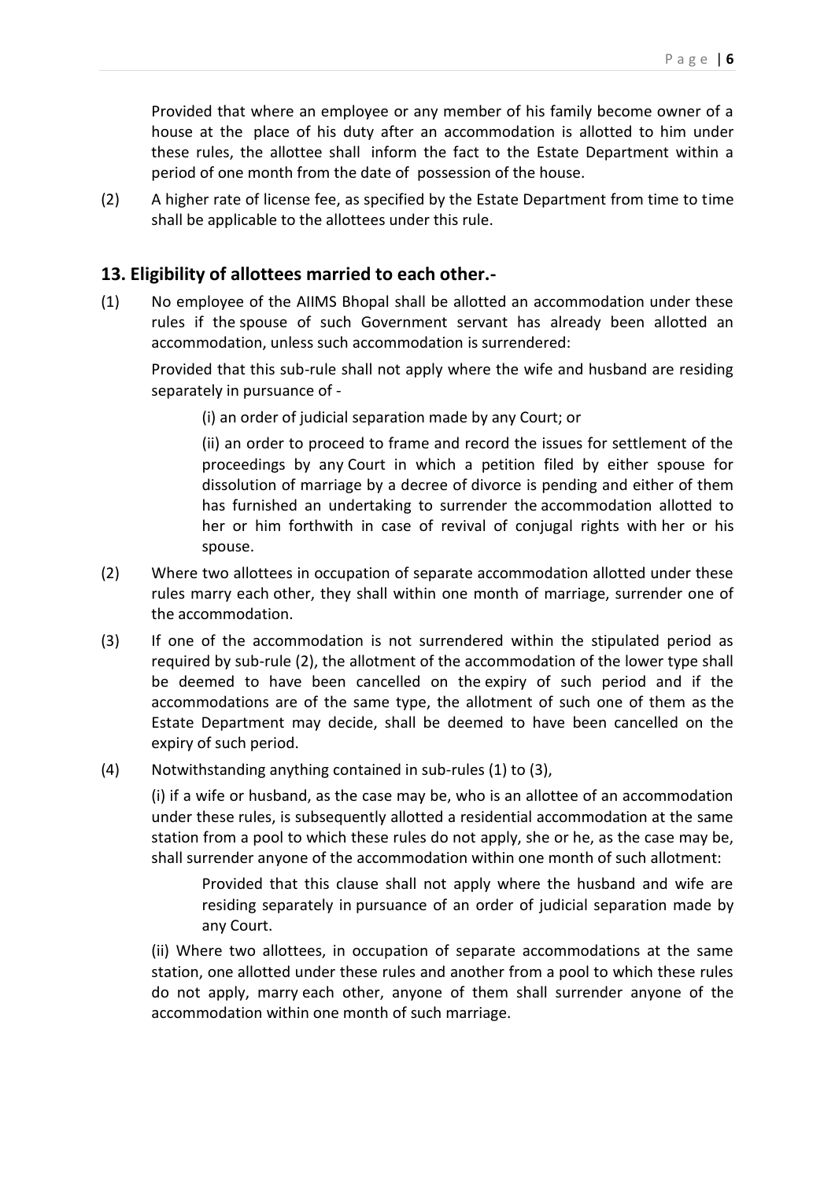Provided that where an employee or any member of his family become owner of a house at the place of his duty after an accommodation is allotted to him under these rules, the allottee shall inform the fact to the Estate Department within a period of one month from the date of possession of the house.

(2) A higher rate of license fee, as specified by the Estate Department from time to time shall be applicable to the allottees under this rule.

## 13. Eligibility of allottees married to each other.-

(1) No employee of the AIIMS Bhopal shall be allotted an accommodation under these rules if the spouse of such Government servant has already been allotted an accommodation, unless such accommodation is surrendered:

Provided that this sub-rule shall not apply where the wife and husband are residing separately in pursuance of -

(i) an order of judicial separation made by any Court; or

(ii) an order to proceed to frame and record the issues for settlement of the proceedings by any Court in which a petition filed by either spouse for dissolution of marriage by a decree of divorce is pending and either of them has furnished an undertaking to surrender the accommodation allotted to her or him forthwith in case of revival of conjugal rights with her or his spouse.

(2) Where two allottees in occupation of separate accommodation allotted under these rules marry each other, they shall within one month of marriage, surrender one of the accommodation.

(3) If one of the accommodation is not surrendered within the stipulated period as required by sub-rule (2), the allotment of the accommodation of the lower type shall be deemed to have been cancelled on the expiry of such period and if the accommodations are of the same type, the allotment of such one of them as the Estate Department may decide, shall be deemed to have been cancelled on the expiry of such period.

(4) Notwithstanding anything contained in sub-rules (1) to (3),

(i) if a wife or husband, as the case may be, who is an allottee of an accommodation under these rules, is subsequently allotted a residential accommodation at the same station from a pool to which these rules do not apply, she or he, as the case may be, shall surrender anyone of the accommodation within one month of such allotment:

Provided that this clause shall not apply where the husband and wife are residing separately in pursuance of an order of judicial separation made by any Court.

(ii) Where two allottees, in occupation of separate accommodations at the same station, one allotted under these rules and another from a pool to which these rules do not apply, marry each other, anyone of them shall surrender anyone of the accommodation within one month of such marriage.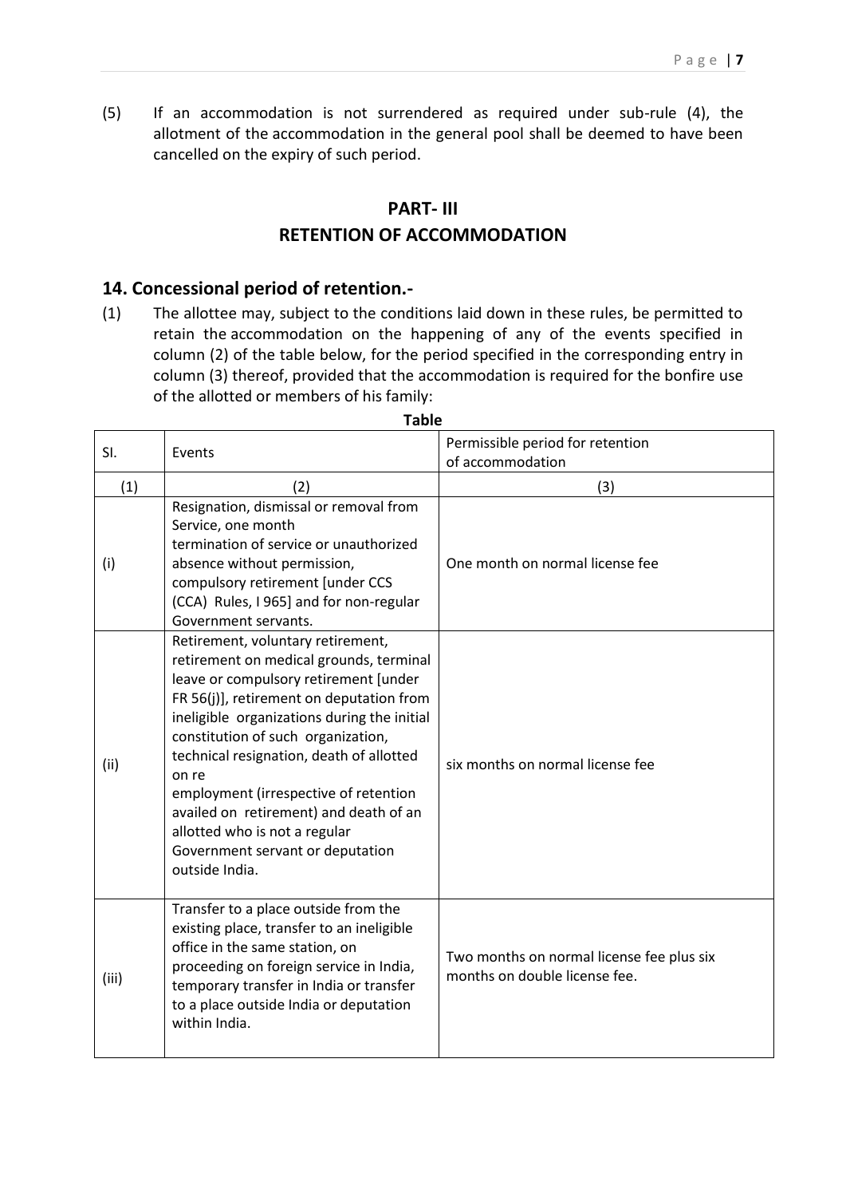(5) If an accommodation is not surrendered as required under sub-rule (4), the allotment of the accommodation in the general pool shall be deemed to have been cancelled on the expiry of such period.

## PART- III
## RETENTION OF ACCOMMODATION

### 14. Concessional period of retention.-

(1) The allottee may, subject to the conditions laid down in these rules, be permitted to retain the accommodation on the happening of any of the events specified in column (2) of the table below, for the period specified in the corresponding entry in column (3) thereof, provided that the accommodation is required for the bonfire use of the allotted or members of his family:

**Table**

| Sl. | Events | Permissible period for retention of accommodation |
|---|---|---|
| (1) | (2) | (3) |
| (i) | Resignation, dismissal or removal from Service, one month termination of service or unauthorized absence without permission, compulsory retirement [under CCS (CCA) Rules, I 965] and for non-regular Government servants. | One month on normal license fee |
| (ii) | Retirement, voluntary retirement, retirement on medical grounds, terminal leave or compulsory retirement [under FR 56(j)], retirement on deputation from ineligible organizations during the initial constitution of such organization, technical resignation, death of allotted on re employment (irrespective of retention availed on retirement) and death of an allotted who is not a regular Government servant or deputation outside India. | six months on normal license fee |
| (iii) | Transfer to a place outside from the existing place, transfer to an ineligible office in the same station, on proceeding on foreign service in India, temporary transfer in India or transfer to a place outside India or deputation within India. | Two months on normal license fee plus six months on double license fee. |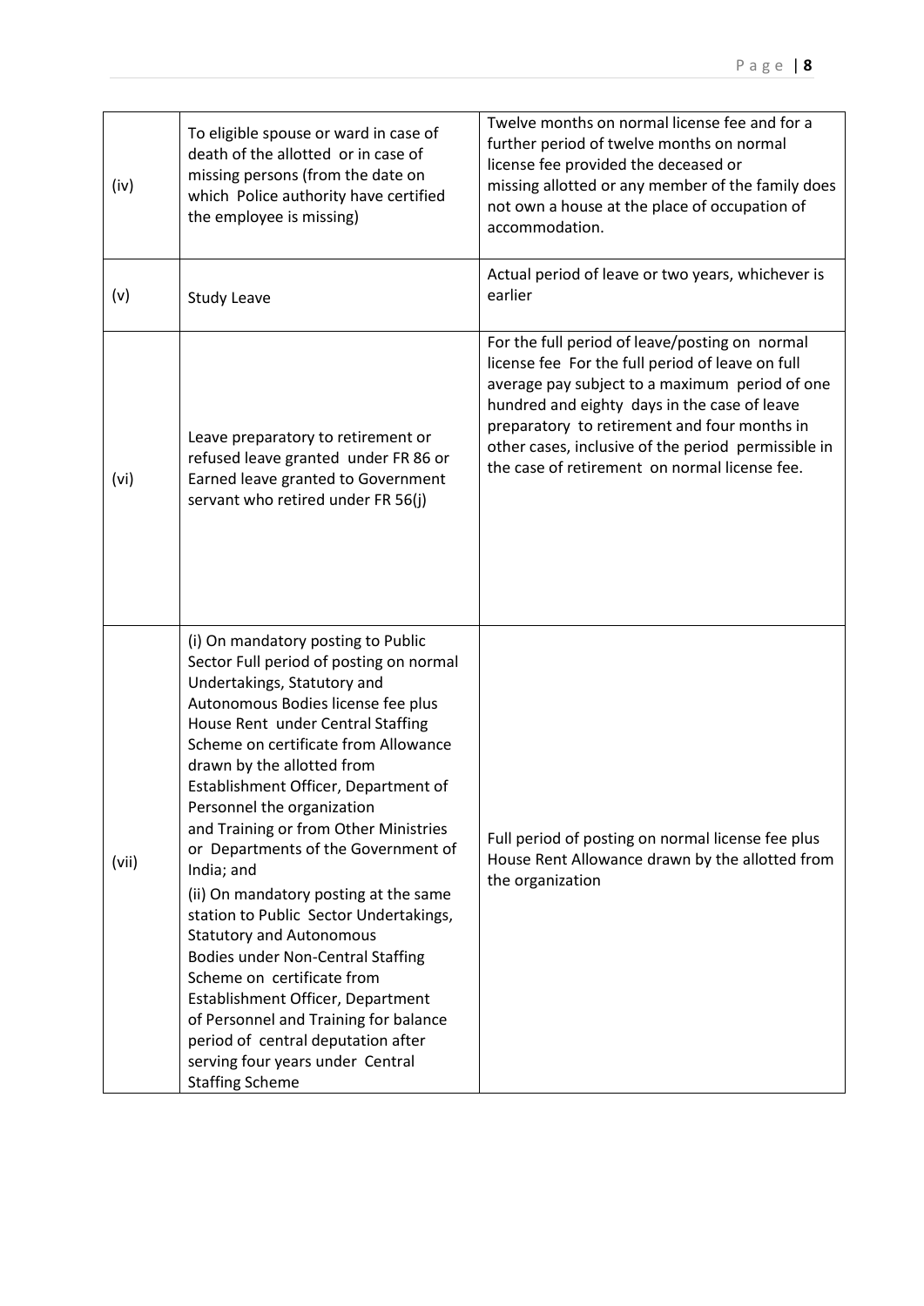| (iv) | To eligible spouse or ward in case of death of the allotted or in case of missing persons (from the date on which Police authority have certified the employee is missing) | Twelve months on normal license fee and for a further period of twelve months on normal license fee provided the deceased or missing allotted or any member of the family does not own a house at the place of occupation of accommodation. |
|---|---|---|
| (v) | Study Leave | Actual period of leave or two years, whichever is earlier |
| (vi) | Leave preparatory to retirement or refused leave granted under FR 86 or Earned leave granted to Government servant who retired under FR 56(j) | For the full period of leave/posting on normal license fee For the full period of leave on full average pay subject to a maximum period of one hundred and eighty days in the case of leave preparatory to retirement and four months in other cases, inclusive of the period permissible in the case of retirement on normal license fee. |
| (vii) | (i) On mandatory posting to Public Sector Full period of posting on normal Undertakings, Statutory and Autonomous Bodies license fee plus House Rent under Central Staffing Scheme on certificate from Allowance drawn by the allotted from Establishment Officer, Department of Personnel the organization and Training or from Other Ministries or Departments of the Government of India; and<br>(ii) On mandatory posting at the same station to Public Sector Undertakings, Statutory and Autonomous Bodies under Non-Central Staffing Scheme on certificate from Establishment Officer, Department of Personnel and Training for balance period of central deputation after serving four years under Central Staffing Scheme | Full period of posting on normal license fee plus House Rent Allowance drawn by the allotted from the organization |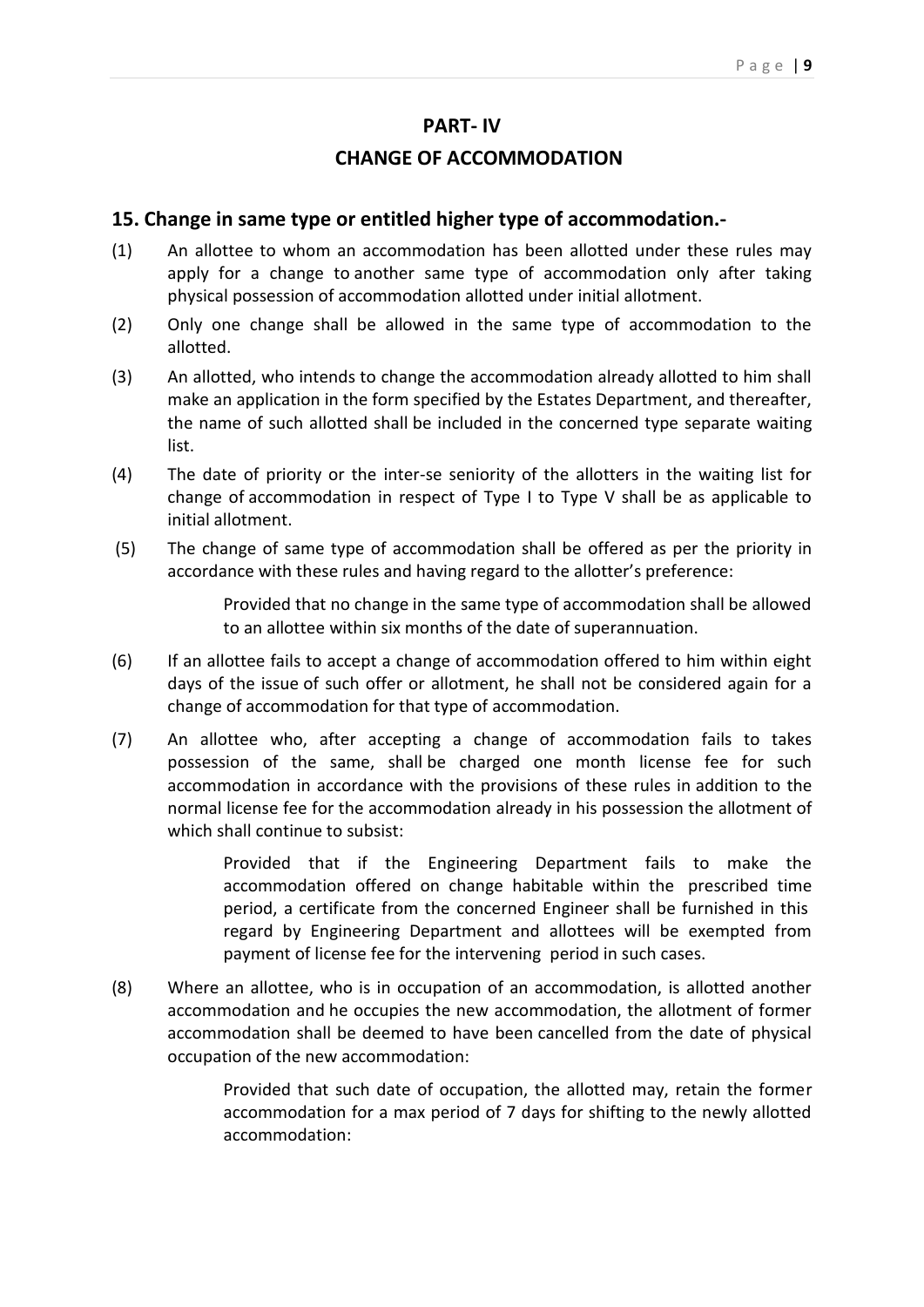# PART- IV

## CHANGE OF ACCOMMODATION

### 15. Change in same type or entitled higher type of accommodation.-

(1) An allottee to whom an accommodation has been allotted under these rules may apply for a change to another same type of accommodation only after taking physical possession of accommodation allotted under initial allotment.

(2) Only one change shall be allowed in the same type of accommodation to the allotted.

(3) An allotted, who intends to change the accommodation already allotted to him shall make an application in the form specified by the Estates Department, and thereafter, the name of such allotted shall be included in the concerned type separate waiting list.

(4) The date of priority or the inter-se seniority of the allotters in the waiting list for change of accommodation in respect of Type I to Type V shall be as applicable to initial allotment.

(5) The change of same type of accommodation shall be offered as per the priority in accordance with these rules and having regard to the allotter's preference:

> Provided that no change in the same type of accommodation shall be allowed to an allottee within six months of the date of superannuation.

(6) If an allottee fails to accept a change of accommodation offered to him within eight days of the issue of such offer or allotment, he shall not be considered again for a change of accommodation for that type of accommodation.

(7) An allottee who, after accepting a change of accommodation fails to takes possession of the same, shall be charged one month license fee for such accommodation in accordance with the provisions of these rules in addition to the normal license fee for the accommodation already in his possession the allotment of which shall continue to subsist:

> Provided that if the Engineering Department fails to make the accommodation offered on change habitable within the prescribed time period, a certificate from the concerned Engineer shall be furnished in this regard by Engineering Department and allottees will be exempted from payment of license fee for the intervening period in such cases.

(8) Where an allottee, who is in occupation of an accommodation, is allotted another accommodation and he occupies the new accommodation, the allotment of former accommodation shall be deemed to have been cancelled from the date of physical occupation of the new accommodation:

> Provided that such date of occupation, the allotted may, retain the former accommodation for a max period of 7 days for shifting to the newly allotted accommodation: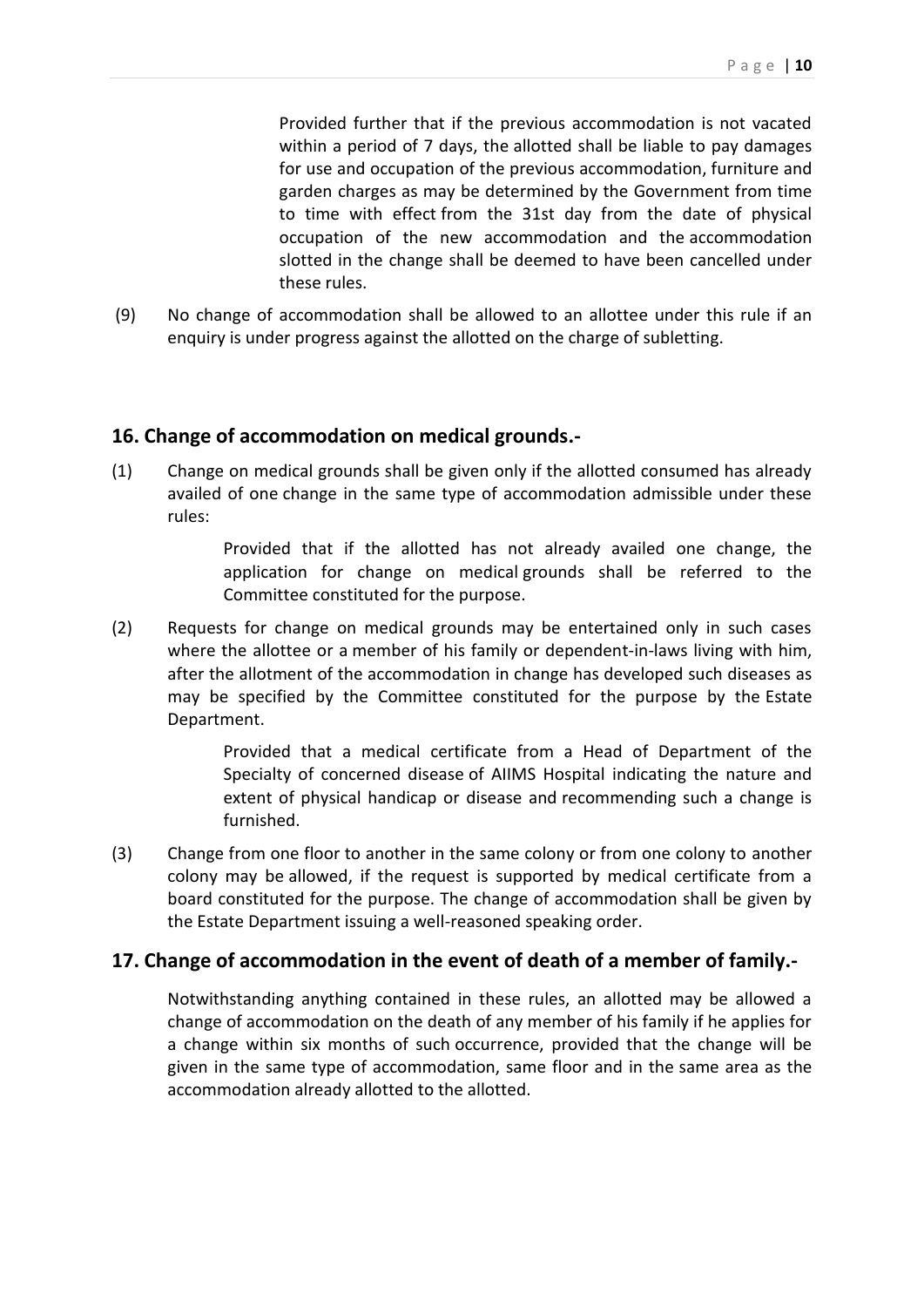Provided further that if the previous accommodation is not vacated within a period of 7 days, the allotted shall be liable to pay damages for use and occupation of the previous accommodation, furniture and garden charges as may be determined by the Government from time to time with effect from the 31st day from the date of physical occupation of the new accommodation and the accommodation slotted in the change shall be deemed to have been cancelled under these rules.

(9) No change of accommodation shall be allowed to an allottee under this rule if an enquiry is under progress against the allotted on the charge of subletting.

## 16. Change of accommodation on medical grounds.-

(1) Change on medical grounds shall be given only if the allotted consumed has already availed of one change in the same type of accommodation admissible under these rules:

> Provided that if the allotted has not already availed one change, the application for change on medical grounds shall be referred to the Committee constituted for the purpose.

(2) Requests for change on medical grounds may be entertained only in such cases where the allottee or a member of his family or dependent-in-laws living with him, after the allotment of the accommodation in change has developed such diseases as may be specified by the Committee constituted for the purpose by the Estate Department.

> Provided that a medical certificate from a Head of Department of the Specialty of concerned disease of AIIMS Hospital indicating the nature and extent of physical handicap or disease and recommending such a change is furnished.

(3) Change from one floor to another in the same colony or from one colony to another colony may be allowed, if the request is supported by medical certificate from a board constituted for the purpose. The change of accommodation shall be given by the Estate Department issuing a well-reasoned speaking order.

## 17. Change of accommodation in the event of death of a member of family.-

Notwithstanding anything contained in these rules, an allotted may be allowed a change of accommodation on the death of any member of his family if he applies for a change within six months of such occurrence, provided that the change will be given in the same type of accommodation, same floor and in the same area as the accommodation already allotted to the allotted.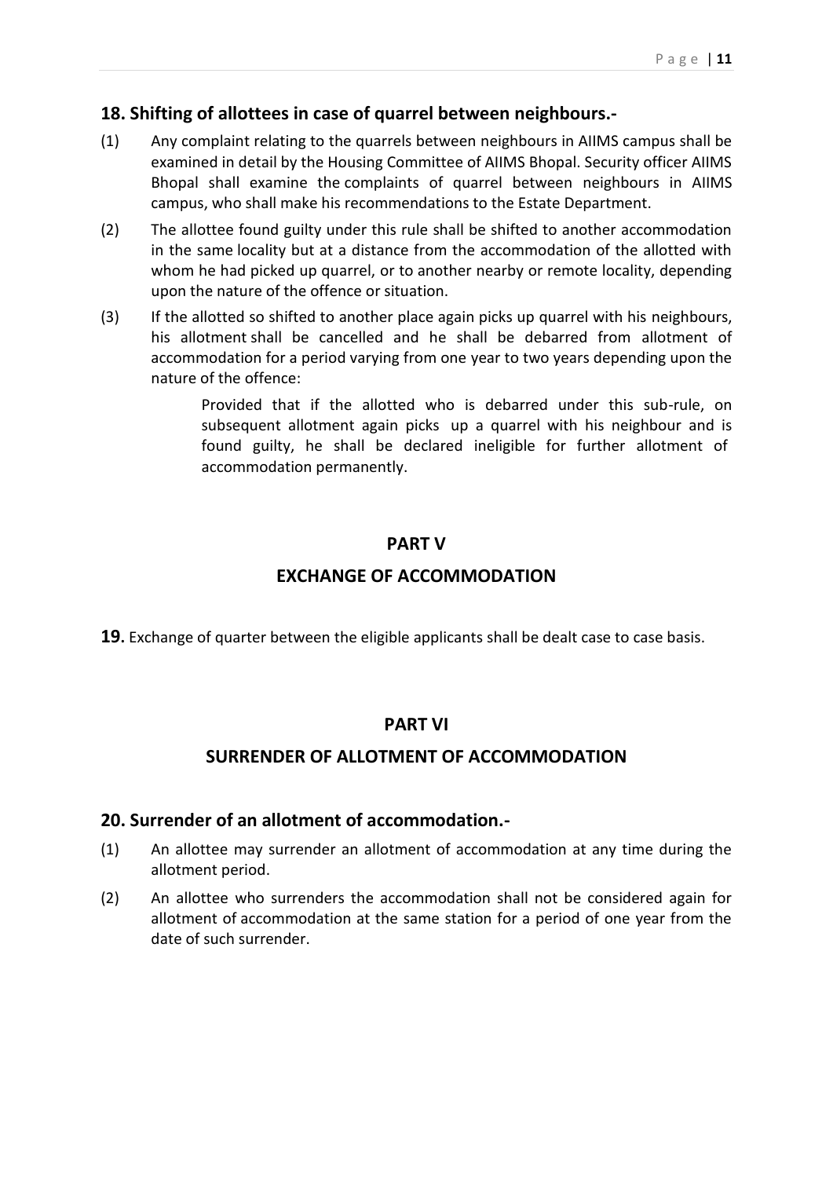## 18. Shifting of allottees in case of quarrel between neighbours.-

(1) Any complaint relating to the quarrels between neighbours in AIIMS campus shall be examined in detail by the Housing Committee of AIIMS Bhopal. Security officer AIIMS Bhopal shall examine the complaints of quarrel between neighbours in AIIMS campus, who shall make his recommendations to the Estate Department.

(2) The allottee found guilty under this rule shall be shifted to another accommodation in the same locality but at a distance from the accommodation of the allotted with whom he had picked up quarrel, or to another nearby or remote locality, depending upon the nature of the offence or situation.

(3) If the allotted so shifted to another place again picks up quarrel with his neighbours, his allotment shall be cancelled and he shall be debarred from allotment of accommodation for a period varying from one year to two years depending upon the nature of the offence:

> Provided that if the allotted who is debarred under this sub-rule, on subsequent allotment again picks up a quarrel with his neighbour and is found guilty, he shall be declared ineligible for further allotment of accommodation permanently.

# PART V

# EXCHANGE OF ACCOMMODATION

**19.** Exchange of quarter between the eligible applicants shall be dealt case to case basis.

# PART VI

# SURRENDER OF ALLOTMENT OF ACCOMMODATION

## 20. Surrender of an allotment of accommodation.-

(1) An allottee may surrender an allotment of accommodation at any time during the allotment period.

(2) An allottee who surrenders the accommodation shall not be considered again for allotment of accommodation at the same station for a period of one year from the date of such surrender.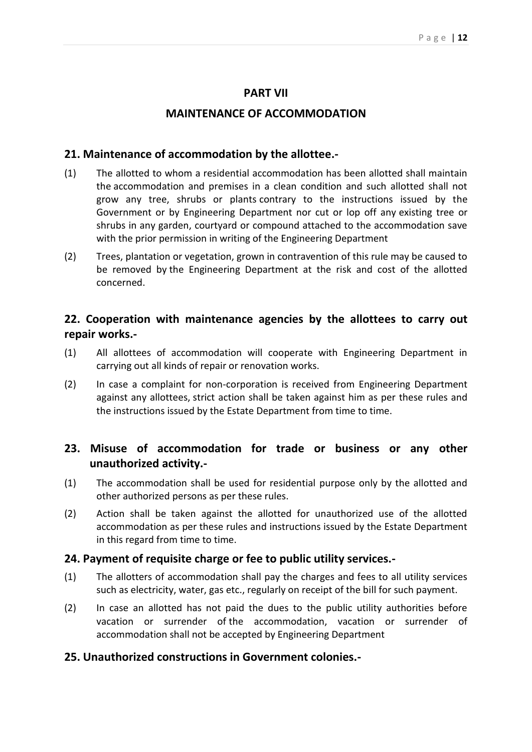## PART VII

## MAINTENANCE OF ACCOMMODATION

### 21. Maintenance of accommodation by the allottee.-

(1) The allotted to whom a residential accommodation has been allotted shall maintain the accommodation and premises in a clean condition and such allotted shall not grow any tree, shrubs or plants contrary to the instructions issued by the Government or by Engineering Department nor cut or lop off any existing tree or shrubs in any garden, courtyard or compound attached to the accommodation save with the prior permission in writing of the Engineering Department

(2) Trees, plantation or vegetation, grown in contravention of this rule may be caused to be removed by the Engineering Department at the risk and cost of the allotted concerned.

### 22. Cooperation with maintenance agencies by the allottees to carry out repair works.-

(1) All allottees of accommodation will cooperate with Engineering Department in carrying out all kinds of repair or renovation works.

(2) In case a complaint for non-corporation is received from Engineering Department against any allottees, strict action shall be taken against him as per these rules and the instructions issued by the Estate Department from time to time.

### 23. Misuse of accommodation for trade or business or any other unauthorized activity.-

(1) The accommodation shall be used for residential purpose only by the allotted and other authorized persons as per these rules.

(2) Action shall be taken against the allotted for unauthorized use of the allotted accommodation as per these rules and instructions issued by the Estate Department in this regard from time to time.

### 24. Payment of requisite charge or fee to public utility services.-

(1) The allotters of accommodation shall pay the charges and fees to all utility services such as electricity, water, gas etc., regularly on receipt of the bill for such payment.

(2) In case an allotted has not paid the dues to the public utility authorities before vacation or surrender of the accommodation, vacation or surrender of accommodation shall not be accepted by Engineering Department

### 25. Unauthorized constructions in Government colonies.-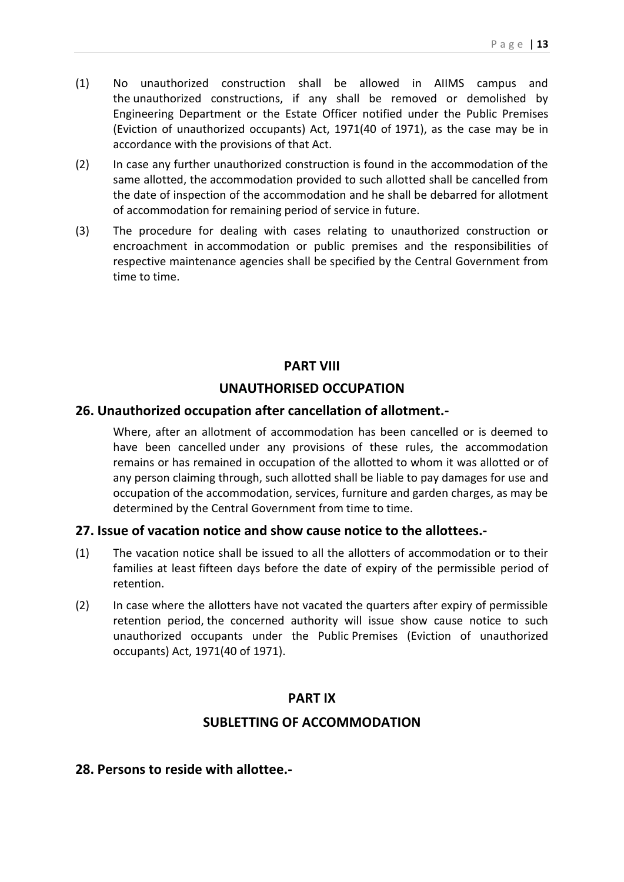(1) No unauthorized construction shall be allowed in AIIMS campus and the unauthorized constructions, if any shall be removed or demolished by Engineering Department or the Estate Officer notified under the Public Premises (Eviction of unauthorized occupants) Act, 1971(40 of 1971), as the case may be in accordance with the provisions of that Act.

(2) In case any further unauthorized construction is found in the accommodation of the same allotted, the accommodation provided to such allotted shall be cancelled from the date of inspection of the accommodation and he shall be debarred for allotment of accommodation for remaining period of service in future.

(3) The procedure for dealing with cases relating to unauthorized construction or encroachment in accommodation or public premises and the responsibilities of respective maintenance agencies shall be specified by the Central Government from time to time.

## PART VIII

## UNAUTHORISED OCCUPATION

### 26. Unauthorized occupation after cancellation of allotment.-

Where, after an allotment of accommodation has been cancelled or is deemed to have been cancelled under any provisions of these rules, the accommodation remains or has remained in occupation of the allotted to whom it was allotted or of any person claiming through, such allotted shall be liable to pay damages for use and occupation of the accommodation, services, furniture and garden charges, as may be determined by the Central Government from time to time.

### 27. Issue of vacation notice and show cause notice to the allottees.-

(1) The vacation notice shall be issued to all the allotters of accommodation or to their families at least fifteen days before the date of expiry of the permissible period of retention.

(2) In case where the allotters have not vacated the quarters after expiry of permissible retention period, the concerned authority will issue show cause notice to such unauthorized occupants under the Public Premises (Eviction of unauthorized occupants) Act, 1971(40 of 1971).

## PART IX

## SUBLETTING OF ACCOMMODATION

### 28. Persons to reside with allottee.-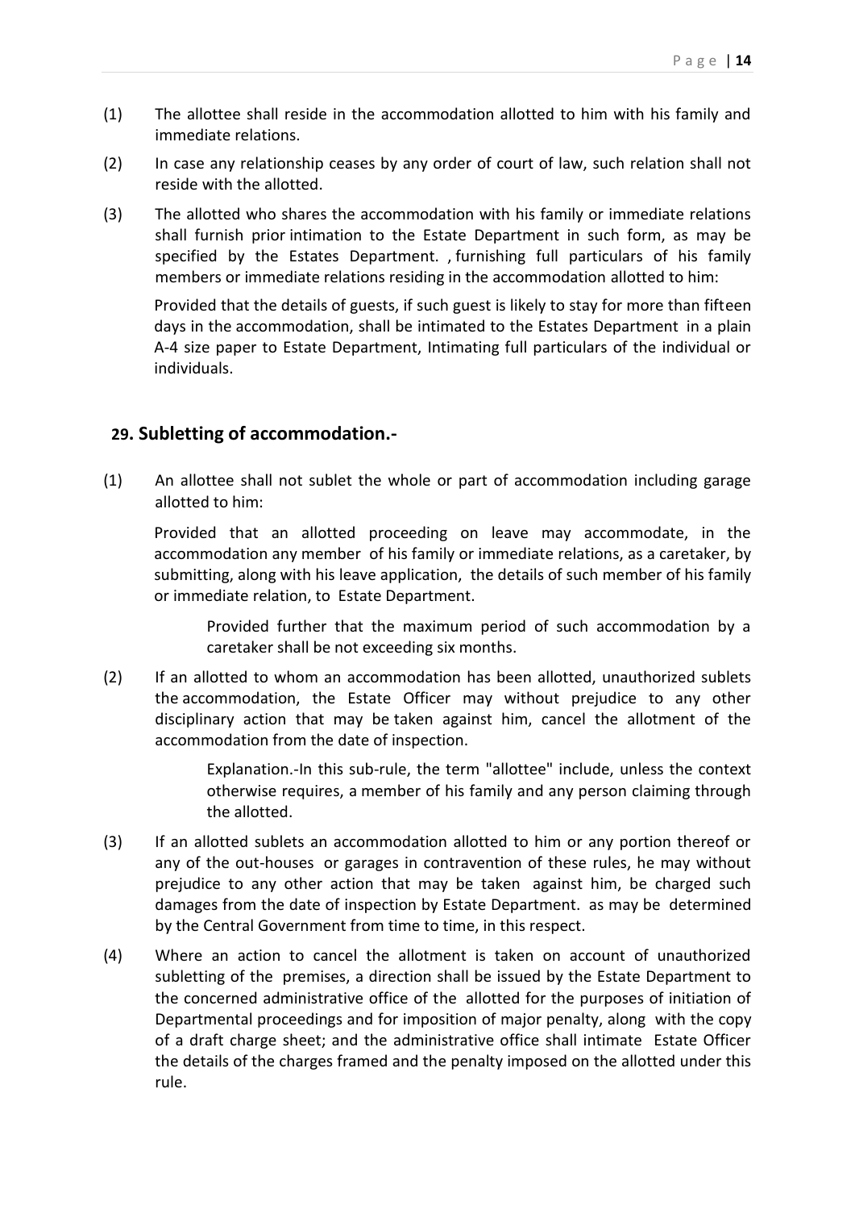(1) The allottee shall reside in the accommodation allotted to him with his family and immediate relations.

(2) In case any relationship ceases by any order of court of law, such relation shall not reside with the allotted.

(3) The allotted who shares the accommodation with his family or immediate relations shall furnish prior intimation to the Estate Department in such form, as may be specified by the Estates Department. , furnishing full particulars of his family members or immediate relations residing in the accommodation allotted to him:

Provided that the details of guests, if such guest is likely to stay for more than fifteen days in the accommodation, shall be intimated to the Estates Department in a plain A-4 size paper to Estate Department, Intimating full particulars of the individual or individuals.

## 29. Subletting of accommodation.-

(1) An allottee shall not sublet the whole or part of accommodation including garage allotted to him:

Provided that an allotted proceeding on leave may accommodate, in the accommodation any member of his family or immediate relations, as a caretaker, by submitting, along with his leave application, the details of such member of his family or immediate relation, to Estate Department.

Provided further that the maximum period of such accommodation by a caretaker shall be not exceeding six months.

(2) If an allotted to whom an accommodation has been allotted, unauthorized sublets the accommodation, the Estate Officer may without prejudice to any other disciplinary action that may be taken against him, cancel the allotment of the accommodation from the date of inspection.

Explanation.-In this sub-rule, the term "allottee" include, unless the context otherwise requires, a member of his family and any person claiming through the allotted.

(3) If an allotted sublets an accommodation allotted to him or any portion thereof or any of the out-houses or garages in contravention of these rules, he may without prejudice to any other action that may be taken against him, be charged such damages from the date of inspection by Estate Department. as may be determined by the Central Government from time to time, in this respect.

(4) Where an action to cancel the allotment is taken on account of unauthorized subletting of the premises, a direction shall be issued by the Estate Department to the concerned administrative office of the allotted for the purposes of initiation of Departmental proceedings and for imposition of major penalty, along with the copy of a draft charge sheet; and the administrative office shall intimate Estate Officer the details of the charges framed and the penalty imposed on the allotted under this rule.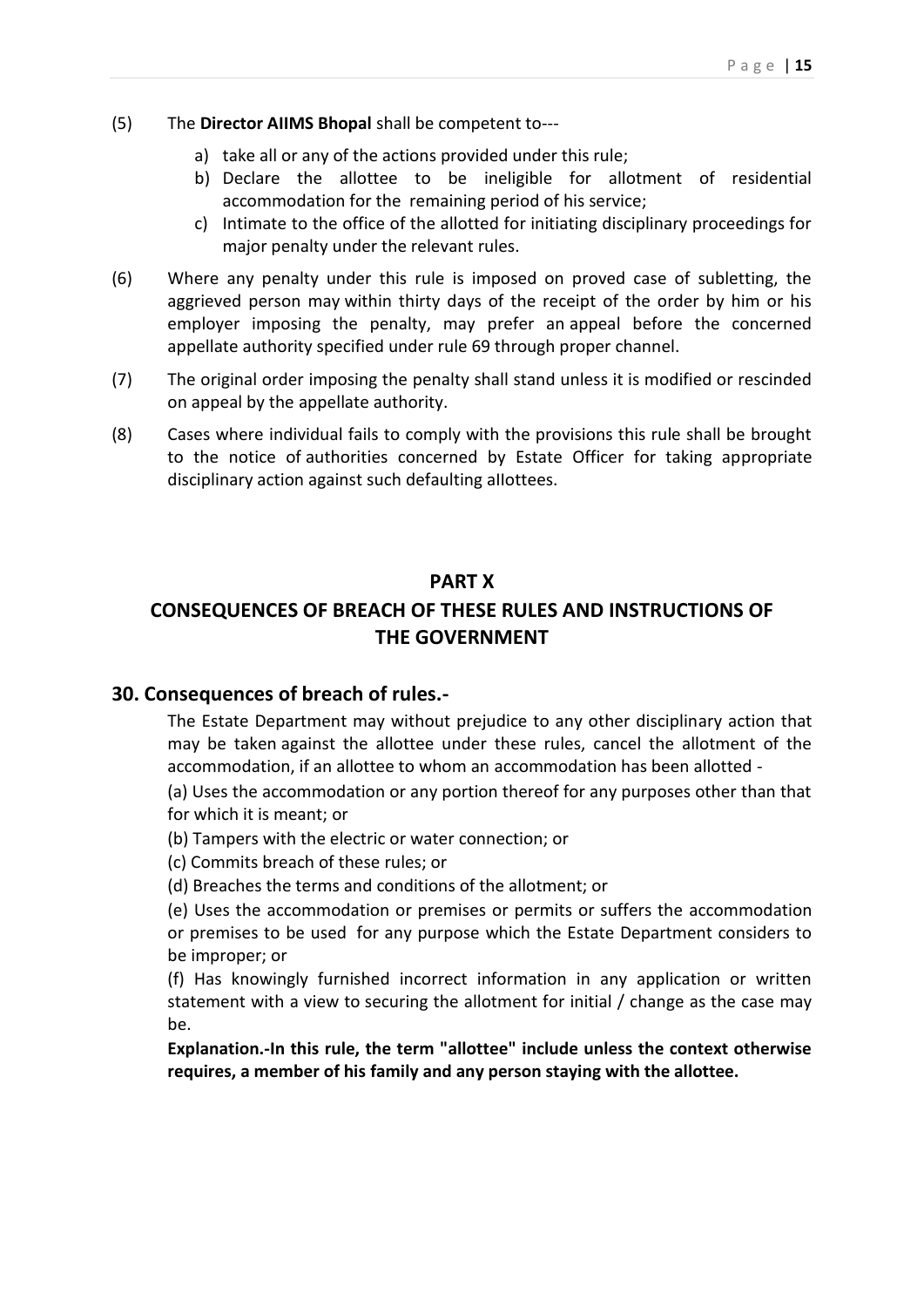(5) The **Director AIIMS Bhopal** shall be competent to---

a) take all or any of the actions provided under this rule;
b) Declare the allottee to be ineligible for allotment of residential accommodation for the remaining period of his service;
c) Intimate to the office of the allotted for initiating disciplinary proceedings for major penalty under the relevant rules.

(6) Where any penalty under this rule is imposed on proved case of subletting, the aggrieved person may within thirty days of the receipt of the order by him or his employer imposing the penalty, may prefer an appeal before the concerned appellate authority specified under rule 69 through proper channel.

(7) The original order imposing the penalty shall stand unless it is modified or rescinded on appeal by the appellate authority.

(8) Cases where individual fails to comply with the provisions this rule shall be brought to the notice of authorities concerned by Estate Officer for taking appropriate disciplinary action against such defaulting allottees.

## PART X

## CONSEQUENCES OF BREACH OF THESE RULES AND INSTRUCTIONS OF THE GOVERNMENT

### 30. Consequences of breach of rules.-

The Estate Department may without prejudice to any other disciplinary action that may be taken against the allottee under these rules, cancel the allotment of the accommodation, if an allottee to whom an accommodation has been allotted -

(a) Uses the accommodation or any portion thereof for any purposes other than that for which it is meant; or

(b) Tampers with the electric or water connection; or

(c) Commits breach of these rules; or

(d) Breaches the terms and conditions of the allotment; or

(e) Uses the accommodation or premises or permits or suffers the accommodation or premises to be used for any purpose which the Estate Department considers to be improper; or

(f) Has knowingly furnished incorrect information in any application or written statement with a view to securing the allotment for initial / change as the case may be.

**Explanation.-In this rule, the term "allottee" include unless the context otherwise requires, a member of his family and any person staying with the allottee.**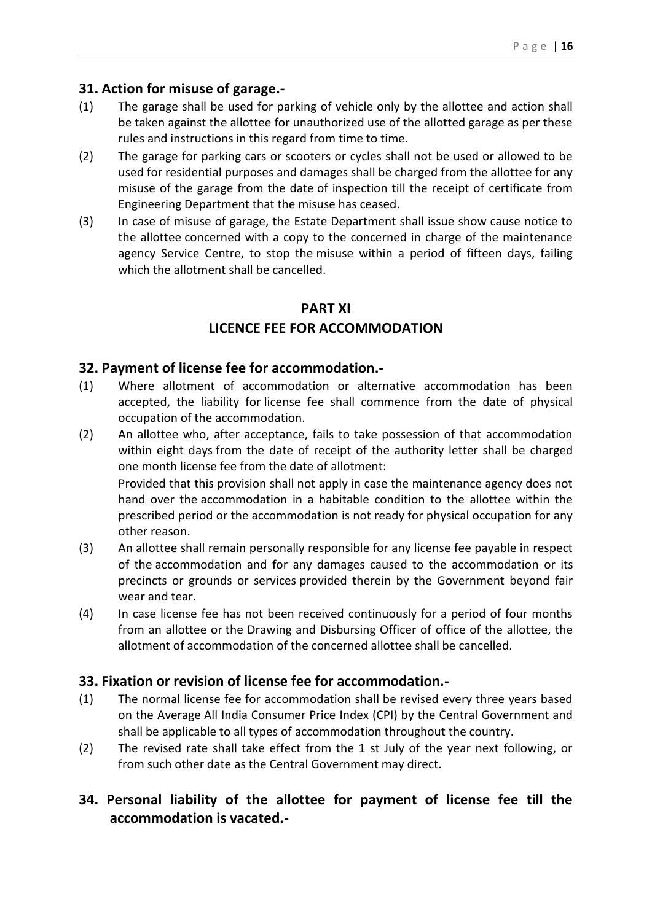## 31. Action for misuse of garage.-

(1) The garage shall be used for parking of vehicle only by the allottee and action shall be taken against the allottee for unauthorized use of the allotted garage as per these rules and instructions in this regard from time to time.

(2) The garage for parking cars or scooters or cycles shall not be used or allowed to be used for residential purposes and damages shall be charged from the allottee for any misuse of the garage from the date of inspection till the receipt of certificate from Engineering Department that the misuse has ceased.

(3) In case of misuse of garage, the Estate Department shall issue show cause notice to the allottee concerned with a copy to the concerned in charge of the maintenance agency Service Centre, to stop the misuse within a period of fifteen days, failing which the allotment shall be cancelled.

# PART XI

# LICENCE FEE FOR ACCOMMODATION

## 32. Payment of license fee for accommodation.-

(1) Where allotment of accommodation or alternative accommodation has been accepted, the liability for license fee shall commence from the date of physical occupation of the accommodation.

(2) An allottee who, after acceptance, fails to take possession of that accommodation within eight days from the date of receipt of the authority letter shall be charged one month license fee from the date of allotment:

Provided that this provision shall not apply in case the maintenance agency does not hand over the accommodation in a habitable condition to the allottee within the prescribed period or the accommodation is not ready for physical occupation for any other reason.

(3) An allottee shall remain personally responsible for any license fee payable in respect of the accommodation and for any damages caused to the accommodation or its precincts or grounds or services provided therein by the Government beyond fair wear and tear.

(4) In case license fee has not been received continuously for a period of four months from an allottee or the Drawing and Disbursing Officer of office of the allottee, the allotment of accommodation of the concerned allottee shall be cancelled.

## 33. Fixation or revision of license fee for accommodation.-

(1) The normal license fee for accommodation shall be revised every three years based on the Average All India Consumer Price Index (CPI) by the Central Government and shall be applicable to all types of accommodation throughout the country.

(2) The revised rate shall take effect from the 1 st July of the year next following, or from such other date as the Central Government may direct.

## 34. Personal liability of the allottee for payment of license fee till the accommodation is vacated.-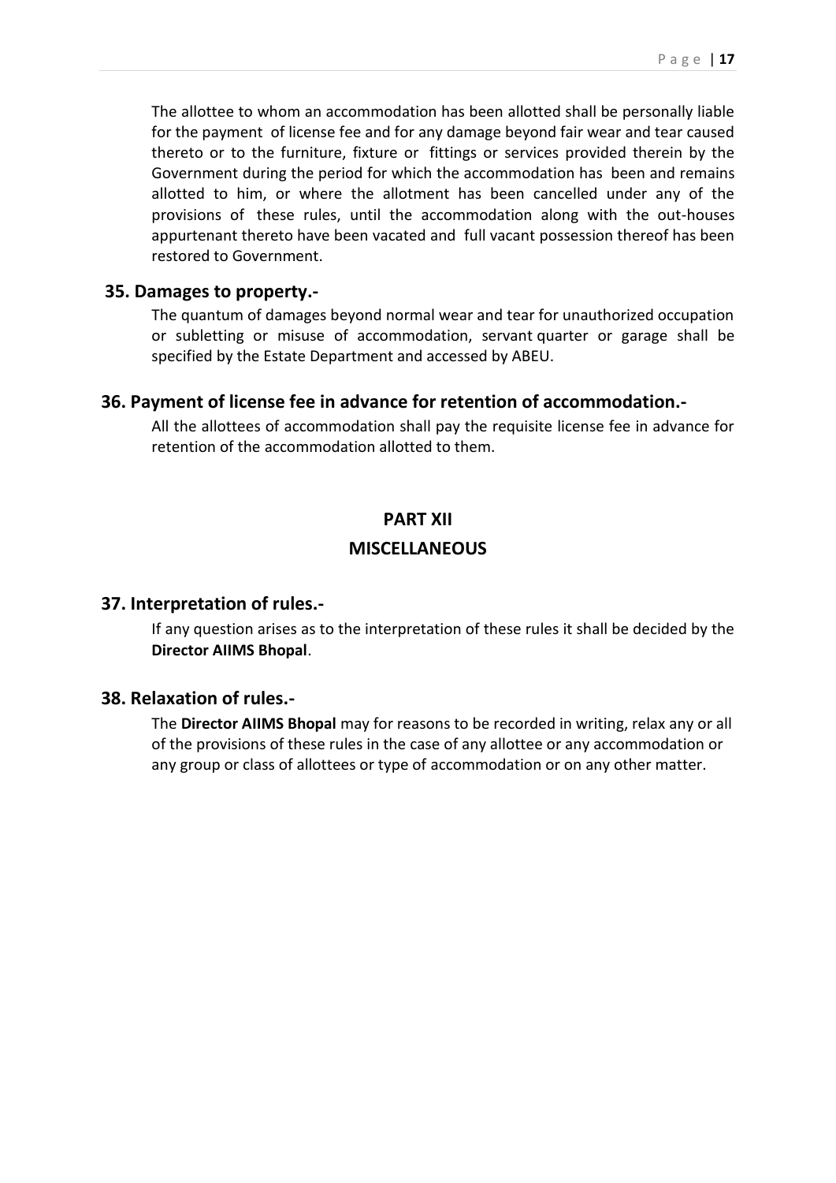The allottee to whom an accommodation has been allotted shall be personally liable for the payment of license fee and for any damage beyond fair wear and tear caused thereto or to the furniture, fixture or fittings or services provided therein by the Government during the period for which the accommodation has been and remains allotted to him, or where the allotment has been cancelled under any of the provisions of these rules, until the accommodation along with the out-houses appurtenant thereto have been vacated and full vacant possession thereof has been restored to Government.

## 35. Damages to property.-

The quantum of damages beyond normal wear and tear for unauthorized occupation or subletting or misuse of accommodation, servant quarter or garage shall be specified by the Estate Department and accessed by ABEU.

## 36. Payment of license fee in advance for retention of accommodation.-

All the allottees of accommodation shall pay the requisite license fee in advance for retention of the accommodation allotted to them.

# PART XII

# MISCELLANEOUS

## 37. Interpretation of rules.-

If any question arises as to the interpretation of these rules it shall be decided by the **Director AIIMS Bhopal**.

## 38. Relaxation of rules.-

The **Director AIIMS Bhopal** may for reasons to be recorded in writing, relax any or all of the provisions of these rules in the case of any allottee or any accommodation or any group or class of allottees or type of accommodation or on any other matter.